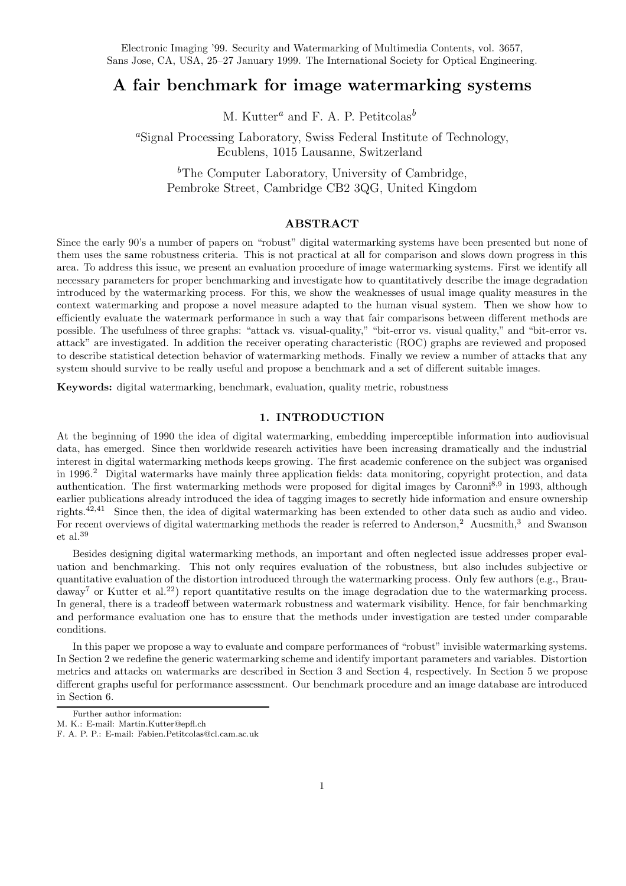Electronic Imaging '99. Security and Watermarking of Multimedia Contents, vol. 3657, Sans Jose, CA, USA, 25–27 January 1999. The International Society for Optical Engineering.

# A fair benchmark for image watermarking systems

M. Kutter[a] and F. A. P. Petitcolas[b]

[a]Signal Processing Laboratory, Swiss Federal Institute of Technology, Ecublens, 1015 Lausanne, Switzerland

[b]The Computer Laboratory, University of Cambridge, Pembroke Street, Cambridge CB2 3QG, United Kingdom

## ABSTRACT

Since the early 90's a number of papers on "robust" digital watermarking systems have been presented but none of them uses the same robustness criteria. This is not practical at all for comparison and slows down progress in this area. To address this issue, we present an evaluation procedure of image watermarking systems. First we identify all necessary parameters for proper benchmarking and investigate how to quantitatively describe the image degradation introduced by the watermarking process. For this, we show the weaknesses of usual image quality measures in the context watermarking and propose a novel measure adapted to the human visual system. Then we show how to efficiently evaluate the watermark performance in such a way that fair comparisons between different methods are possible. The usefulness of three graphs: "attack vs. visual-quality," "bit-error vs. visual quality," and "bit-error vs. attack" are investigated. In addition the receiver operating characteristic (ROC) graphs are reviewed and proposed to describe statistical detection behavior of watermarking methods. Finally we review a number of attacks that any system should survive to be really useful and propose a benchmark and a set of different suitable images.

**Keywords:** digital watermarking, benchmark, evaluation, quality metric, robustness

## 1. INTRODUCTION

At the beginning of 1990 the idea of digital watermarking, embedding imperceptible information into audiovisual data, has emerged. Since then worldwide research activities have been increasing dramatically and the industrial interest in digital watermarking methods keeps growing. The first academic conference on the subject was organised in 1996.[2] Digital watermarks have mainly three application fields: data monitoring, copyright protection, and data authentication. The first watermarking methods were proposed for digital images by Caronni[8,9] in 1993, although earlier publications already introduced the idea of tagging images to secretly hide information and ensure ownership rights.[42,41] Since then, the idea of digital watermarking has been extended to other data such as audio and video. For recent overviews of digital watermarking methods the reader is referred to Anderson,[2] Aucsmith,[3] and Swanson et al.[39]

Besides designing digital watermarking methods, an important and often neglected issue addresses proper evaluation and benchmarking. This not only requires evaluation of the robustness, but also includes subjective or quantitative evaluation of the distortion introduced through the watermarking process. Only few authors (e.g., Braudaway[7] or Kutter et al.[22]) report quantitative results on the image degradation due to the watermarking process. In general, there is a tradeoff between watermark robustness and watermark visibility. Hence, for fair benchmarking and performance evaluation one has to ensure that the methods under investigation are tested under comparable conditions.

In this paper we propose a way to evaluate and compare performances of "robust" invisible watermarking systems. In Section 2 we redefine the generic watermarking scheme and identify important parameters and variables. Distortion metrics and attacks on watermarks are described in Section 3 and Section 4, respectively. In Section 5 we propose different graphs useful for performance assessment. Our benchmark procedure and an image database are introduced in Section 6.

Further author information:
M. K.: E-mail: Martin.Kutter@epfl.ch
F. A. P. P.: E-mail: Fabien.Petitcolas@cl.cam.ac.uk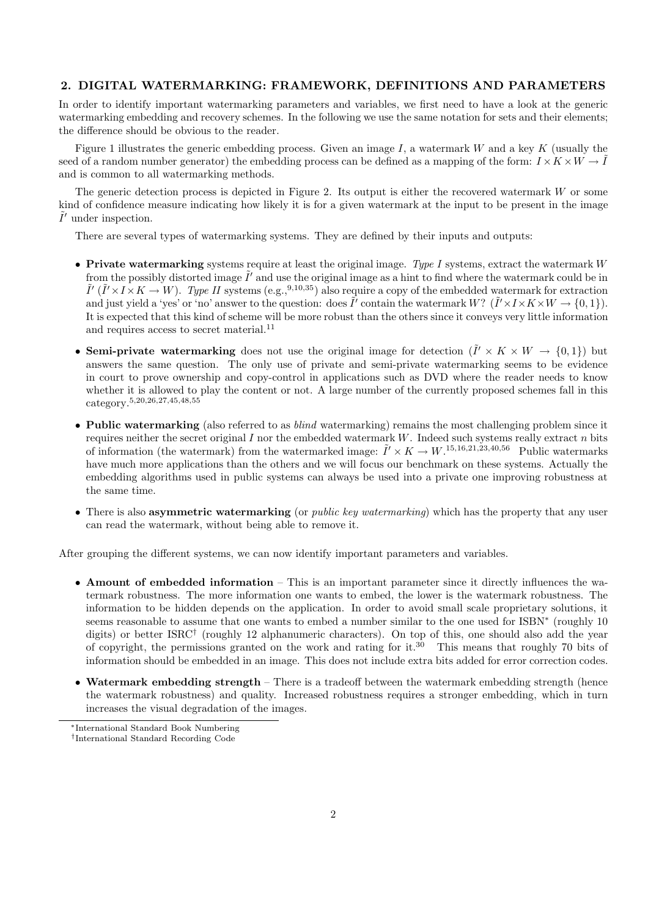## 2. DIGITAL WATERMARKING: FRAMEWORK, DEFINITIONS AND PARAMETERS

In order to identify important watermarking parameters and variables, we first need to have a look at the generic watermarking embedding and recovery schemes. In the following we use the same notation for sets and their elements; the difference should be obvious to the reader.

Figure 1 illustrates the generic embedding process. Given an image $I$, a watermark $W$ and a key $K$ (usually the seed of a random number generator) the embedding process can be defined as a mapping of the form: $I \times K \times W \rightarrow \tilde{I}$ and is common to all watermarking methods.

The generic detection process is depicted in Figure 2. Its output is either the recovered watermark $W$ or some kind of confidence measure indicating how likely it is for a given watermark at the input to be present in the image $\tilde{I}'$ under inspection.

There are several types of watermarking systems. They are defined by their inputs and outputs:

- **Private watermarking** systems require at least the original image. *Type I* systems, extract the watermark $W$ from the possibly distorted image $\tilde{I}'$ and use the original image as a hint to find where the watermark could be in $\tilde{I}'$ ($\tilde{I}' \times I \times K \rightarrow W$). *Type II* systems (e.g.,[9,10,35]) also require a copy of the embedded watermark for extraction and just yield a 'yes' or 'no' answer to the question: does $\tilde{I}'$ contain the watermark $W$? ($\tilde{I}' \times I \times K \times W \rightarrow \{0, 1\}$). It is expected that this kind of scheme will be more robust than the others since it conveys very little information and requires access to secret material.[11]

- **Semi-private watermarking** does not use the original image for detection ($\tilde{I}' \times K \times W \rightarrow \{0, 1\}$) but answers the same question. The only use of private and semi-private watermarking seems to be evidence in court to prove ownership and copy-control in applications such as DVD where the reader needs to know whether it is allowed to play the content or not. A large number of the currently proposed schemes fall in this category.[5,20,26,27,45,48,55]

- **Public watermarking** (also referred to as *blind* watermarking) remains the most challenging problem since it requires neither the secret original $I$ nor the embedded watermark $W$. Indeed such systems really extract $n$ bits of information (the watermark) from the watermarked image: $\tilde{I}' \times K \rightarrow W$.[15,16,21,23,40,56] Public watermarks have much more applications than the others and we will focus our benchmark on these systems. Actually the embedding algorithms used in public systems can always be used into a private one improving robustness at the same time.

- There is also **asymmetric watermarking** (or *public key watermarking*) which has the property that any user can read the watermark, without being able to remove it.

After grouping the different systems, we can now identify important parameters and variables.

- **Amount of embedded information** – This is an important parameter since it directly influences the watermark robustness. The more information one wants to embed, the lower is the watermark robustness. The information to be hidden depends on the application. In order to avoid small scale proprietary solutions, it seems reasonable to assume that one wants to embed a number similar to the one used for ISBN* (roughly 10 digits) or better ISRC† (roughly 12 alphanumeric characters). On top of this, one should also add the year of copyright, the permissions granted on the work and rating for it.[30] This means that roughly 70 bits of information should be embedded in an image. This does not include extra bits added for error correction codes.

- **Watermark embedding strength** – There is a tradeoff between the watermark embedding strength (hence the watermark robustness) and quality. Increased robustness requires a stronger embedding, which in turn increases the visual degradation of the images.

---

*International Standard Book Numbering

†International Standard Recording Code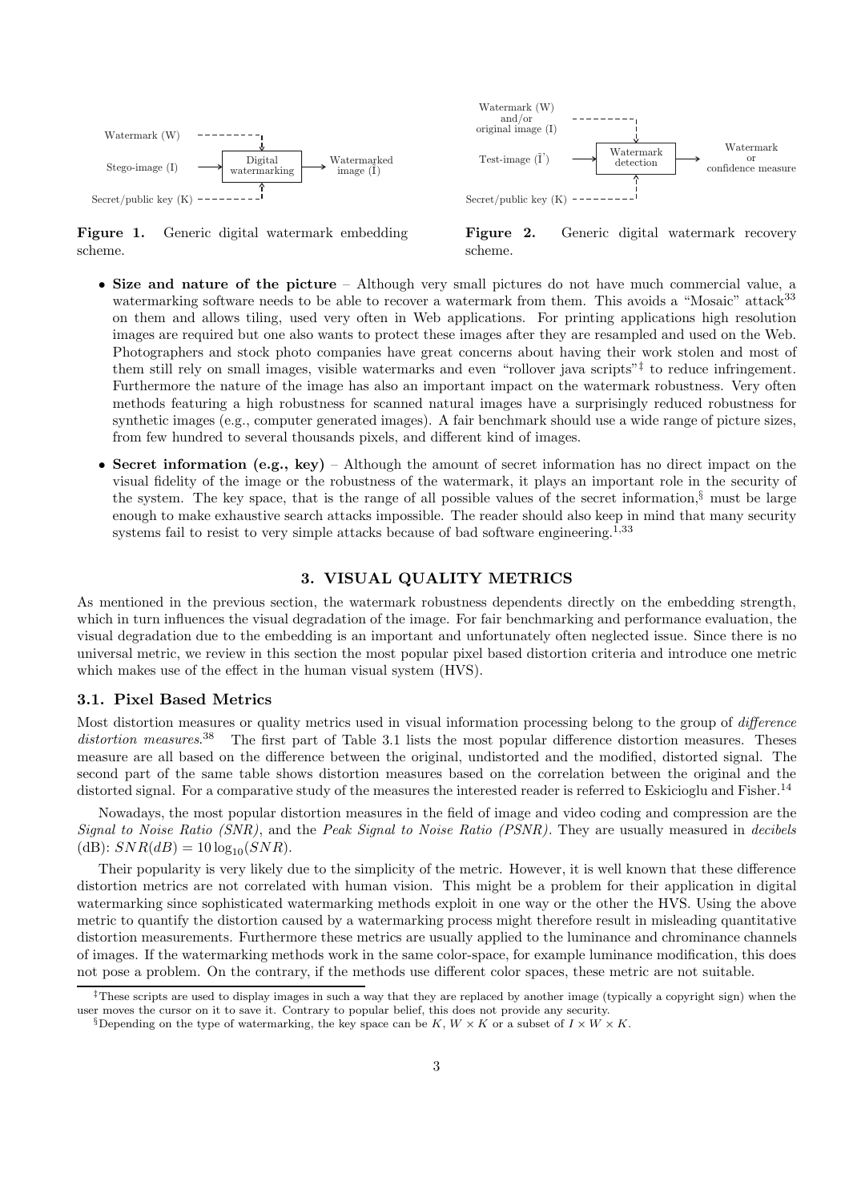Watermark (W)

Stego-image (I)

Digital watermarking

Watermarked image ($\hat{I}$)

Secret/public key (K)

**Figure 1.** Generic digital watermark embedding scheme.

Watermark (W) and/or original image (I)

Test-image ($\hat{I}'$)

Watermark detection

Watermark or confidence measure

Secret/public key (K)

**Figure 2.** Generic digital watermark recovery scheme.

- **Size and nature of the picture** – Although very small pictures do not have much commercial value, a watermarking software needs to be able to recover a watermark from them. This avoids a "Mosaic" attack[33] on them and allows tiling, used very often in Web applications. For printing applications high resolution images are required but one also wants to protect these images after they are resampled and used on the Web. Photographers and stock photo companies have great concerns about having their work stolen and most of them still rely on small images, visible watermarks and even "rollover java scripts"[‡] to reduce infringement. Furthermore the nature of the image has also an important impact on the watermark robustness. Very often methods featuring a high robustness for scanned natural images have a surprisingly reduced robustness for synthetic images (e.g., computer generated images). A fair benchmark should use a wide range of picture sizes, from few hundred to several thousands pixels, and different kind of images.
- **Secret information (e.g., key)** – Although the amount of secret information has no direct impact on the visual fidelity of the image or the robustness of the watermark, it plays an important role in the security of the system. The key space, that is the range of all possible values of the secret information,[§] must be large enough to make exhaustive search attacks impossible. The reader should also keep in mind that many security systems fail to resist to very simple attacks because of bad software engineering.[1,33]

## 3. VISUAL QUALITY METRICS

As mentioned in the previous section, the watermark robustness dependents directly on the embedding strength, which in turn influences the visual degradation of the image. For fair benchmarking and performance evaluation, the visual degradation due to the embedding is an important and unfortunately often neglected issue. Since there is no universal metric, we review in this section the most popular pixel based distortion criteria and introduce one metric which makes use of the effect in the human visual system (HVS).

### 3.1. Pixel Based Metrics

Most distortion measures or quality metrics used in visual information processing belong to the group of *difference distortion measures*.[38] The first part of Table 3.1 lists the most popular difference distortion measures. Theses measure are all based on the difference between the original, undistorted and the modified, distorted signal. The second part of the same table shows distortion measures based on the correlation between the original and the distorted signal. For a comparative study of the measures the interested reader is referred to Eskicioglu and Fisher.[14]

Nowadays, the most popular distortion measures in the field of image and video coding and compression are the *Signal to Noise Ratio (SNR)*, and the *Peak Signal to Noise Ratio (PSNR)*. They are usually measured in *decibels* (dB): $SNR(dB) = 10\log_{10}(SNR)$.

Their popularity is very likely due to the simplicity of the metric. However, it is well known that these difference distortion metrics are not correlated with human vision. This might be a problem for their application in digital watermarking since sophisticated watermarking methods exploit in one way or the other the HVS. Using the above metric to quantify the distortion caused by a watermarking process might therefore result in misleading quantitative distortion measurements. Furthermore these metrics are usually applied to the luminance and chrominance channels of images. If the watermarking methods work in the same color-space, for example luminance modification, this does not pose a problem. On the contrary, if the methods use different color spaces, these metric are not suitable.

[‡]These scripts are used to display images in such a way that they are replaced by another image (typically a copyright sign) when the user moves the cursor on it to save it. Contrary to popular belief, this does not provide any security.

[§]Depending on the type of watermarking, the key space can be $K$, $W \times K$ or a subset of $I \times W \times K$.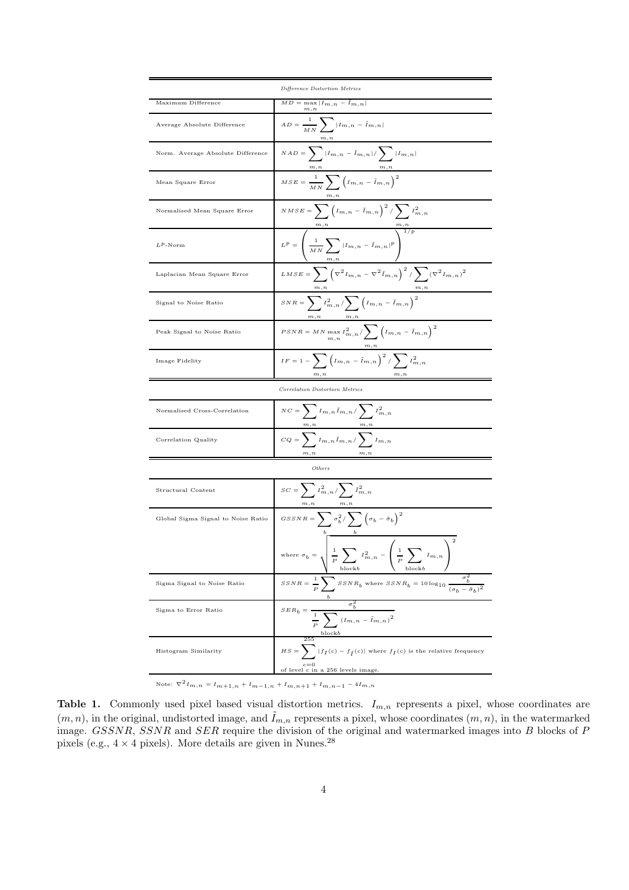| *Difference Distortion Metrics* | |
|---|---|
| Maximum Difference | $MD = \max_{m,n} \lvert I_{m,n} - \tilde{I}_{m,n} \rvert$ |
| Average Absolute Difference | $AD = \frac{1}{MN} \sum_{m,n} \lvert I_{m,n} - \tilde{I}_{m,n} \rvert$ |
| Norm. Average Absolute Difference | $NAD = \sum_{m,n} \lvert I_{m,n} - \tilde{I}_{m,n} \rvert / \sum_{m,n} \lvert I_{m,n} \rvert$ |
| Mean Square Error | $MSE = \frac{1}{MN} \sum_{m,n} \left( I_{m,n} - \tilde{I}_{m,n} \right)^2$ |
| Normalised Mean Square Error | $NMSE = \sum_{m,n} \left( I_{m,n} - \tilde{I}_{m,n} \right)^2 / \sum_{m,n} I_{m,n}^2$ |
| $L^p$-Norm | $L^p = \left( \frac{1}{MN} \sum_{m,n} \lvert I_{m,n} - \tilde{I}_{m,n} \rvert^p \right)^{1/p}$ |
| Laplacian Mean Square Error | $LMSE = \sum_{m,n} \left( \nabla^2 I_{m,n} - \nabla^2 \tilde{I}_{m,n} \right)^2 / \sum_{m,n} (\nabla^2 I_{m,n})^2$ |
| Signal to Noise Ratio | $SNR = \sum_{m,n} I_{m,n}^2 / \sum_{m,n} \left( I_{m,n} - \tilde{I}_{m,n} \right)^2$ |
| Peak Signal to Noise Ratio | $PSNR = MN \max_{m,n} I_{m,n}^2 / \sum_{m,n} \left( I_{m,n} - \tilde{I}_{m,n} \right)^2$ |
| Image Fidelity | $IF = 1 - \sum_{m,n} \left( I_{m,n} - \tilde{I}_{m,n} \right)^2 / \sum_{m,n} I_{m,n}^2$ |
| *Correlation Distortion Metrics* | |
| Normalised Cross-Correlation | $NC = \sum_{m,n} I_{m,n} \tilde{I}_{m,n} / \sum_{m,n} I_{m,n}^2$ |
| Correlation Quality | $CQ = \sum_{m,n} I_{m,n} \tilde{I}_{m,n} / \sum_{m,n} I_{m,n}$ |
| *Others* | |
| Structural Content | $SC = \sum_{m,n} I_{m,n}^2 / \sum_{m,n} \tilde{I}_{m,n}^2$ |
| Global Sigma Signal to Noise Ratio | $GSSNR = \sum_b \sigma_b^2 / \sum_b \left( \sigma_b - \tilde{\sigma}_b \right)^2$ where $\sigma_b = \sqrt{ \frac{1}{P} \sum_{\text{block}b} I_{m,n}^2 - \left( \frac{1}{P} \sum_{\text{block}b} I_{m,n} \right)^2 }$ |
| Sigma Signal to Noise Ratio | $SSNR = \frac{1}{P} \sum_b SSNR_b$ where $SSNR_b = 10 \log_{10} \frac{\sigma_b^2}{(\sigma_b - \tilde{\sigma}_b)^2}$ |
| Sigma to Error Ratio | $SER_b = \frac{\sigma_b^2}{\frac{1}{P} \sum_{\text{block}b} (I_{m,n} - \tilde{I}_{m,n})^2}$ |
| Histogram Similarity | $HS = \sum_{c=0}^{255} \lvert f_I(c) - f_{\tilde{I}}(c) \rvert$ where $f_I(c)$ is the relative frequency of level $c$ in a 256 levels image. |

Note: $\nabla^2 I_{m,n} = I_{m+1,n} + I_{m-1,n} + I_{m,n+1} + I_{m,n-1} - 4I_{m,n}$

**Table 1.** Commonly used pixel based visual distortion metrics. $I_{m,n}$ represents a pixel, whose coordinates are $(m,n)$, in the original, undistorted image, and $\tilde{I}_{m,n}$ represents a pixel, whose coordinates $(m,n)$, in the watermarked image. $GSSNR$, $SSNR$ and $SER$ require the division of the original and watermarked images into $B$ blocks of $P$ pixels (e.g., $4 \times 4$ pixels). More details are given in Nunes.[28]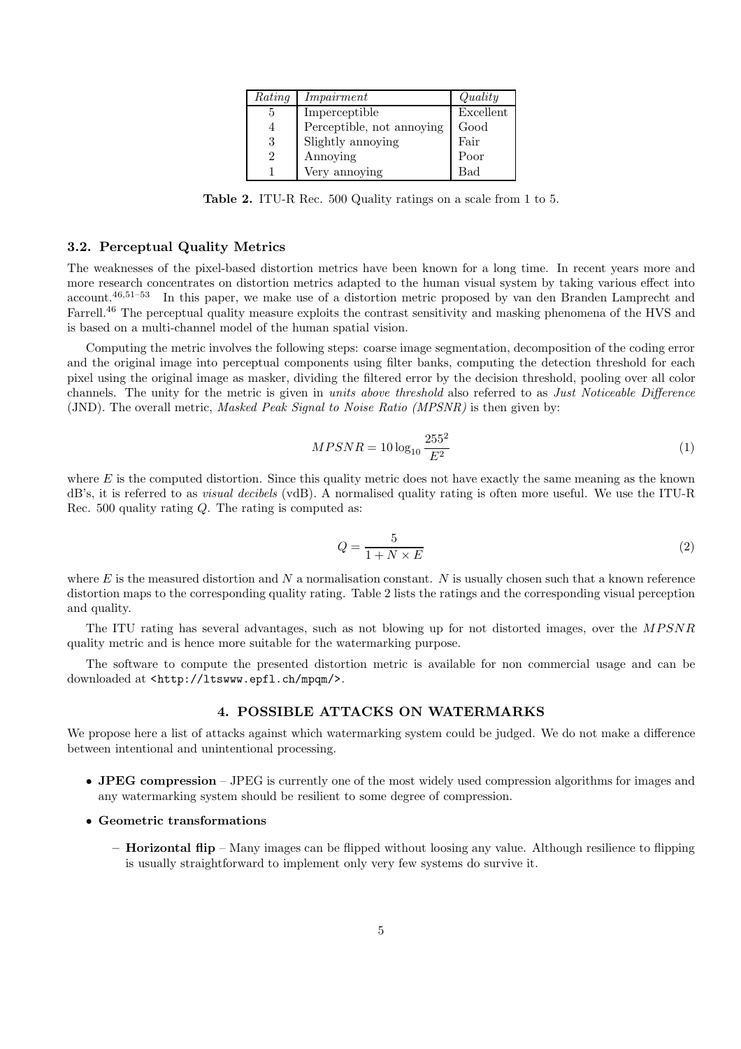| *Rating* | *Impairment* | *Quality* |
|---|---|---|
| 5 | Imperceptible | Excellent |
| 4 | Perceptible, not annoying | Good |
| 3 | Slightly annoying | Fair |
| 2 | Annoying | Poor |
| 1 | Very annoying | Bad |

**Table 2.** ITU-R Rec. 500 Quality ratings on a scale from 1 to 5.

### 3.2. Perceptual Quality Metrics

The weaknesses of the pixel-based distortion metrics have been known for a long time. In recent years more and more research concentrates on distortion metrics adapted to the human visual system by taking various effect into account.[46,51–53] In this paper, we make use of a distortion metric proposed by van den Branden Lamprecht and Farrell.[46] The perceptual quality measure exploits the contrast sensitivity and masking phenomena of the HVS and is based on a multi-channel model of the human spatial vision.

Computing the metric involves the following steps: coarse image segmentation, decomposition of the coding error and the original image into perceptual components using filter banks, computing the detection threshold for each pixel using the original image as masker, dividing the filtered error by the decision threshold, pooling over all color channels. The unity for the metric is given in *units above threshold* also referred to as *Just Noticeable Difference* (JND). The overall metric, *Masked Peak Signal to Noise Ratio (MPSNR)* is then given by:

$$MPSNR = 10 \log_{10} \frac{255^2}{E^2} \tag{1}$$

where $E$ is the computed distortion. Since this quality metric does not have exactly the same meaning as the known dB's, it is referred to as *visual decibels* (vdB). A normalised quality rating is often more useful. We use the ITU-R Rec. 500 quality rating $Q$. The rating is computed as:

$$Q = \frac{5}{1 + N \times E} \tag{2}$$

where $E$ is the measured distortion and $N$ a normalisation constant. $N$ is usually chosen such that a known reference distortion maps to the corresponding quality rating. Table 2 lists the ratings and the corresponding visual perception and quality.

The ITU rating has several advantages, such as not blowing up for not distorted images, over the $MPSNR$ quality metric and is hence more suitable for the watermarking purpose.

The software to compute the presented distortion metric is available for non commercial usage and can be downloaded at `<http://ltswww.epfl.ch/mpqm/>`.

## 4. POSSIBLE ATTACKS ON WATERMARKS

We propose here a list of attacks against which watermarking system could be judged. We do not make a difference between intentional and unintentional processing.

- **JPEG compression** – JPEG is currently one of the most widely used compression algorithms for images and any watermarking system should be resilient to some degree of compression.
- **Geometric transformations**
  - **Horizontal flip** – Many images can be flipped without loosing any value. Although resilience to flipping is usually straightforward to implement only very few systems do survive it.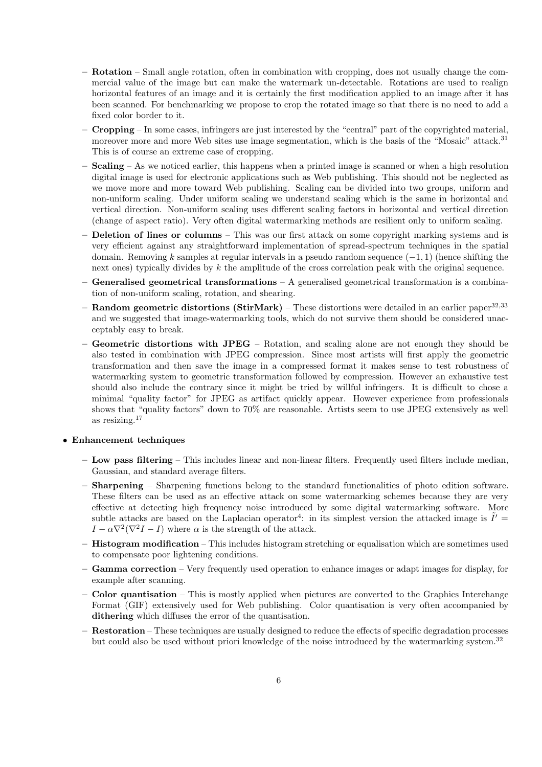- **Rotation** – Small angle rotation, often in combination with cropping, does not usually change the commercial value of the image but can make the watermark un-detectable. Rotations are used to realign horizontal features of an image and it is certainly the first modification applied to an image after it has been scanned. For benchmarking we propose to crop the rotated image so that there is no need to add a fixed color border to it.
- **Cropping** – In some cases, infringers are just interested by the "central" part of the copyrighted material, moreover more and more Web sites use image segmentation, which is the basis of the "Mosaic" attack.[31] This is of course an extreme case of cropping.
- **Scaling** – As we noticed earlier, this happens when a printed image is scanned or when a high resolution digital image is used for electronic applications such as Web publishing. This should not be neglected as we move more and more toward Web publishing. Scaling can be divided into two groups, uniform and non-uniform scaling. Under uniform scaling we understand scaling which is the same in horizontal and vertical direction. Non-uniform scaling uses different scaling factors in horizontal and vertical direction (change of aspect ratio). Very often digital watermarking methods are resilient only to uniform scaling.
- **Deletion of lines or columns** – This was our first attack on some copyright marking systems and is very efficient against any straightforward implementation of spread-spectrum techniques in the spatial domain. Removing $k$ samples at regular intervals in a pseudo random sequence $(-1, 1)$ (hence shifting the next ones) typically divides by $k$ the amplitude of the cross correlation peak with the original sequence.
- **Generalised geometrical transformations** – A generalised geometrical transformation is a combination of non-uniform scaling, rotation, and shearing.
- **Random geometric distortions (StirMark)** – These distortions were detailed in an earlier paper[32,33] and we suggested that image-watermarking tools, which do not survive them should be considered unacceptably easy to break.
- **Geometric distortions with JPEG** – Rotation, and scaling alone are not enough they should be also tested in combination with JPEG compression. Since most artists will first apply the geometric transformation and then save the image in a compressed format it makes sense to test robustness of watermarking system to geometric transformation followed by compression. However an exhaustive test should also include the contrary since it might be tried by willful infringers. It is difficult to chose a minimal "quality factor" for JPEG as artifact quickly appear. However experience from professionals shows that "quality factors" down to 70% are reasonable. Artists seem to use JPEG extensively as well as resizing.[17]

- **Enhancement techniques**
  - **Low pass filtering** – This includes linear and non-linear filters. Frequently used filters include median, Gaussian, and standard average filters.
  - **Sharpening** – Sharpening functions belong to the standard functionalities of photo edition software. These filters can be used as an effective attack on some watermarking schemes because they are very effective at detecting high frequency noise introduced by some digital watermarking software. More subtle attacks are based on the Laplacian operator[4]: in its simplest version the attacked image is $\tilde{I}' = I - \alpha\nabla^2(\nabla^2 I - I)$ where $\alpha$ is the strength of the attack.
  - **Histogram modification** – This includes histogram stretching or equalisation which are sometimes used to compensate poor lightening conditions.
  - **Gamma correction** – Very frequently used operation to enhance images or adapt images for display, for example after scanning.
  - **Color quantisation** – This is mostly applied when pictures are converted to the Graphics Interchange Format (GIF) extensively used for Web publishing. Color quantisation is very often accompanied by **dithering** which diffuses the error of the quantisation.
  - **Restoration** – These techniques are usually designed to reduce the effects of specific degradation processes but could also be used without priori knowledge of the noise introduced by the watermarking system.[32]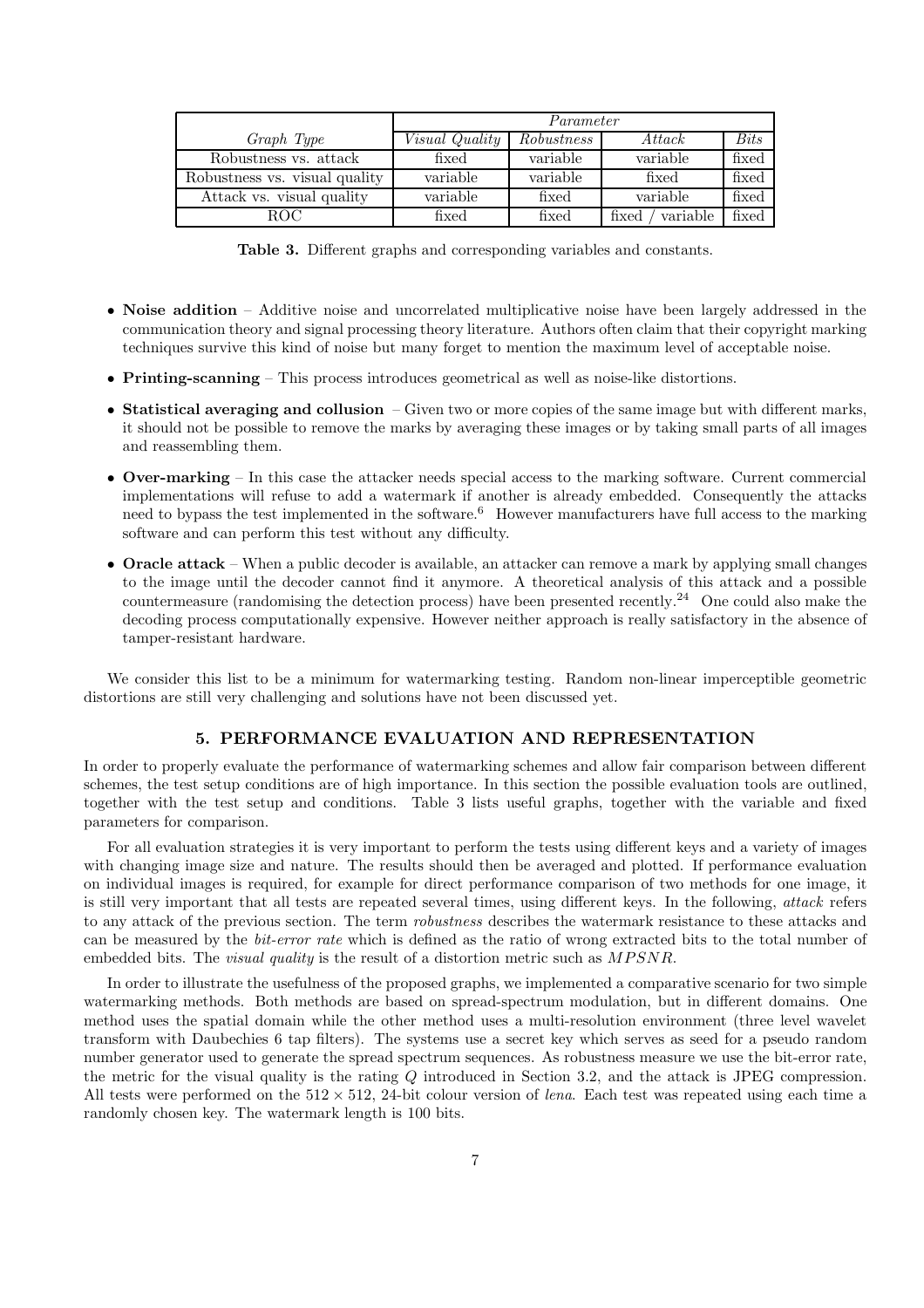| | *Parameter* | | | |
|---|---|---|---|---|
| *Graph Type* | *Visual Quality* | *Robustness* | *Attack* | *Bits* |
| Robustness vs. attack | fixed | variable | variable | fixed |
| Robustness vs. visual quality | variable | variable | fixed | fixed |
| Attack vs. visual quality | variable | fixed | variable | fixed |
| ROC | fixed | fixed | fixed / variable | fixed |

**Table 3.** Different graphs and corresponding variables and constants.

- **Noise addition** – Additive noise and uncorrelated multiplicative noise have been largely addressed in the communication theory and signal processing theory literature. Authors often claim that their copyright marking techniques survive this kind of noise but many forget to mention the maximum level of acceptable noise.
- **Printing-scanning** – This process introduces geometrical as well as noise-like distortions.
- **Statistical averaging and collusion** – Given two or more copies of the same image but with different marks, it should not be possible to remove the marks by averaging these images or by taking small parts of all images and reassembling them.
- **Over-marking** – In this case the attacker needs special access to the marking software. Current commercial implementations will refuse to add a watermark if another is already embedded. Consequently the attacks need to bypass the test implemented in the software.[6] However manufacturers have full access to the marking software and can perform this test without any difficulty.
- **Oracle attack** – When a public decoder is available, an attacker can remove a mark by applying small changes to the image until the decoder cannot find it anymore. A theoretical analysis of this attack and a possible countermeasure (randomising the detection process) have been presented recently.[24] One could also make the decoding process computationally expensive. However neither approach is really satisfactory in the absence of tamper-resistant hardware.

We consider this list to be a minimum for watermarking testing. Random non-linear imperceptible geometric distortions are still very challenging and solutions have not been discussed yet.

## 5. PERFORMANCE EVALUATION AND REPRESENTATION

In order to properly evaluate the performance of watermarking schemes and allow fair comparison between different schemes, the test setup conditions are of high importance. In this section the possible evaluation tools are outlined, together with the test setup and conditions. Table 3 lists useful graphs, together with the variable and fixed parameters for comparison.

For all evaluation strategies it is very important to perform the tests using different keys and a variety of images with changing image size and nature. The results should then be averaged and plotted. If performance evaluation on individual images is required, for example for direct performance comparison of two methods for one image, it is still very important that all tests are repeated several times, using different keys. In the following, *attack* refers to any attack of the previous section. The term *robustness* describes the watermark resistance to these attacks and can be measured by the *bit-error rate* which is defined as the ratio of wrong extracted bits to the total number of embedded bits. The *visual quality* is the result of a distortion metric such as $MPSNR$.

In order to illustrate the usefulness of the proposed graphs, we implemented a comparative scenario for two simple watermarking methods. Both methods are based on spread-spectrum modulation, but in different domains. One method uses the spatial domain while the other method uses a multi-resolution environment (three level wavelet transform with Daubechies 6 tap filters). The systems use a secret key which serves as seed for a pseudo random number generator used to generate the spread spectrum sequences. As robustness measure we use the bit-error rate, the metric for the visual quality is the rating $Q$ introduced in Section 3.2, and the attack is JPEG compression. All tests were performed on the $512 \times 512$, 24-bit colour version of *lena*. Each test was repeated using each time a randomly chosen key. The watermark length is 100 bits.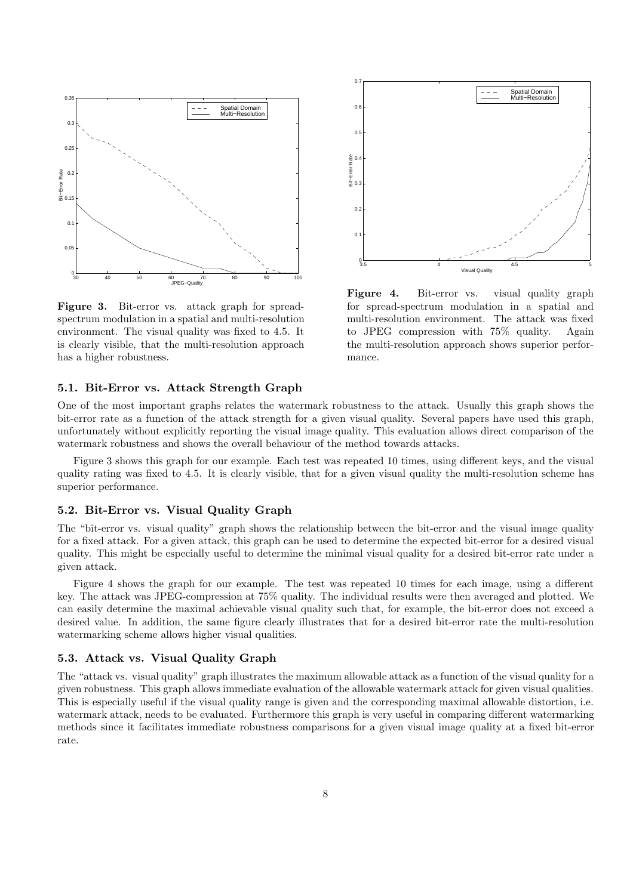**Figure 3.** Bit-error vs. attack graph for spread-spectrum modulation in a spatial and multi-resolution environment. The visual quality was fixed to 4.5. It is clearly visible, that the multi-resolution approach has a higher robustness.

**Figure 4.** Bit-error vs. visual quality graph for spread-spectrum modulation in a spatial and multi-resolution environment. The attack was fixed to JPEG compression with 75% quality. Again the multi-resolution approach shows superior performance.

### 5.1. Bit-Error vs. Attack Strength Graph

One of the most important graphs relates the watermark robustness to the attack. Usually this graph shows the bit-error rate as a function of the attack strength for a given visual quality. Several papers have used this graph, unfortunately without explicitly reporting the visual image quality. This evaluation allows direct comparison of the watermark robustness and shows the overall behaviour of the method towards attacks.

Figure 3 shows this graph for our example. Each test was repeated 10 times, using different keys, and the visual quality rating was fixed to 4.5. It is clearly visible, that for a given visual quality the multi-resolution scheme has superior performance.

### 5.2. Bit-Error vs. Visual Quality Graph

The "bit-error vs. visual quality" graph shows the relationship between the bit-error and the visual image quality for a fixed attack. For a given attack, this graph can be used to determine the expected bit-error for a desired visual quality. This might be especially useful to determine the minimal visual quality for a desired bit-error rate under a given attack.

Figure 4 shows the graph for our example. The test was repeated 10 times for each image, using a different key. The attack was JPEG-compression at 75% quality. The individual results were then averaged and plotted. We can easily determine the maximal achievable visual quality such that, for example, the bit-error does not exceed a desired value. In addition, the same figure clearly illustrates that for a desired bit-error rate the multi-resolution watermarking scheme allows higher visual qualities.

### 5.3. Attack vs. Visual Quality Graph

The "attack vs. visual quality" graph illustrates the maximum allowable attack as a function of the visual quality for a given robustness. This graph allows immediate evaluation of the allowable watermark attack for given visual qualities. This is especially useful if the visual quality range is given and the corresponding maximal allowable distortion, i.e. watermark attack, needs to be evaluated. Furthermore this graph is very useful in comparing different watermarking methods since it facilitates immediate robustness comparisons for a given visual image quality at a fixed bit-error rate.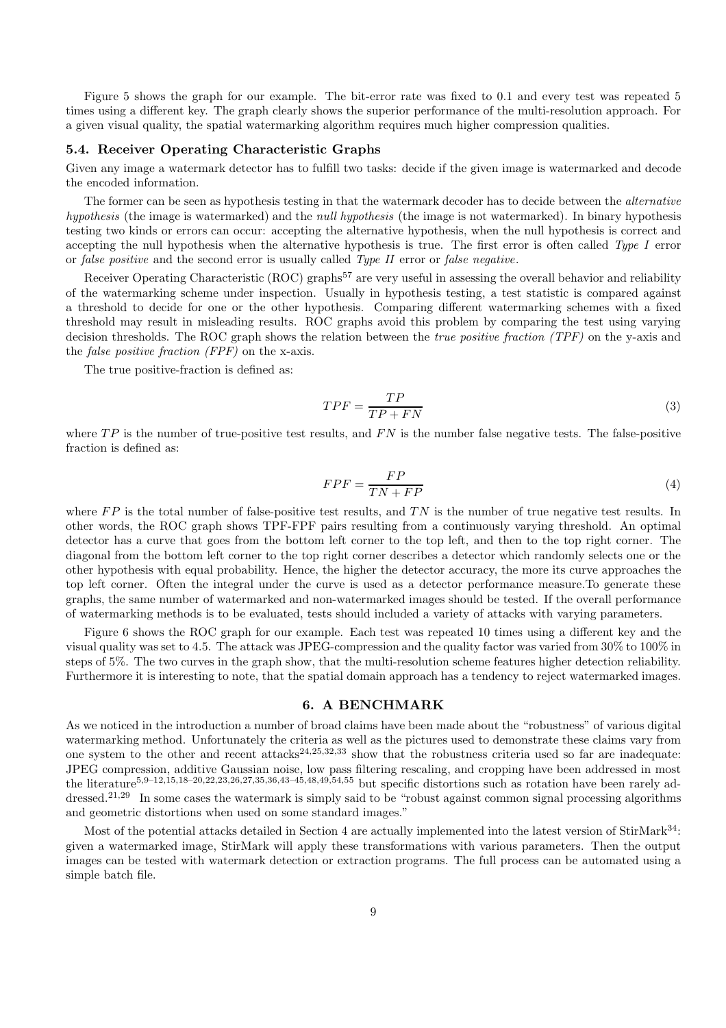Figure 5 shows the graph for our example. The bit-error rate was fixed to 0.1 and every test was repeated 5 times using a different key. The graph clearly shows the superior performance of the multi-resolution approach. For a given visual quality, the spatial watermarking algorithm requires much higher compression qualities.

### 5.4. Receiver Operating Characteristic Graphs

Given any image a watermark detector has to fulfill two tasks: decide if the given image is watermarked and decode the encoded information.

The former can be seen as hypothesis testing in that the watermark decoder has to decide between the *alternative hypothesis* (the image is watermarked) and the *null hypothesis* (the image is not watermarked). In binary hypothesis testing two kinds or errors can occur: accepting the alternative hypothesis, when the null hypothesis is correct and accepting the null hypothesis when the alternative hypothesis is true. The first error is often called *Type I* error or *false positive* and the second error is usually called *Type II* error or *false negative*.

Receiver Operating Characteristic (ROC) graphs[57] are very useful in assessing the overall behavior and reliability of the watermarking scheme under inspection. Usually in hypothesis testing, a test statistic is compared against a threshold to decide for one or the other hypothesis. Comparing different watermarking schemes with a fixed threshold may result in misleading results. ROC graphs avoid this problem by comparing the test using varying decision thresholds. The ROC graph shows the relation between the *true positive fraction (TPF)* on the y-axis and the *false positive fraction (FPF)* on the x-axis.

The true positive-fraction is defined as:

$$TPF = \frac{TP}{TP + FN} \tag{3}$$

where $TP$ is the number of true-positive test results, and $FN$ is the number false negative tests. The false-positive fraction is defined as:

$$FPF = \frac{FP}{TN + FP} \tag{4}$$

where $FP$ is the total number of false-positive test results, and $TN$ is the number of true negative test results. In other words, the ROC graph shows TPF-FPF pairs resulting from a continuously varying threshold. An optimal detector has a curve that goes from the bottom left corner to the top left, and then to the top right corner. The diagonal from the bottom left corner to the top right corner describes a detector which randomly selects one or the other hypothesis with equal probability. Hence, the higher the detector accuracy, the more its curve approaches the top left corner. Often the integral under the curve is used as a detector performance measure.To generate these graphs, the same number of watermarked and non-watermarked images should be tested. If the overall performance of watermarking methods is to be evaluated, tests should included a variety of attacks with varying parameters.

Figure 6 shows the ROC graph for our example. Each test was repeated 10 times using a different key and the visual quality was set to 4.5. The attack was JPEG-compression and the quality factor was varied from 30% to 100% in steps of 5%. The two curves in the graph show, that the multi-resolution scheme features higher detection reliability. Furthermore it is interesting to note, that the spatial domain approach has a tendency to reject watermarked images.

## 6. A BENCHMARK

As we noticed in the introduction a number of broad claims have been made about the "robustness" of various digital watermarking method. Unfortunately the criteria as well as the pictures used to demonstrate these claims vary from one system to the other and recent attacks[24,25,32,33] show that the robustness criteria used so far are inadequate: JPEG compression, additive Gaussian noise, low pass filtering rescaling, and cropping have been addressed in most the literature[5,9–12,15,18–20,22,23,26,27,35,36,43–45,48,49,54,55] but specific distortions such as rotation have been rarely addressed.[21,29] In some cases the watermark is simply said to be "robust against common signal processing algorithms and geometric distortions when used on some standard images."

Most of the potential attacks detailed in Section 4 are actually implemented into the latest version of StirMark[34]: given a watermarked image, StirMark will apply these transformations with various parameters. Then the output images can be tested with watermark detection or extraction programs. The full process can be automated using a simple batch file.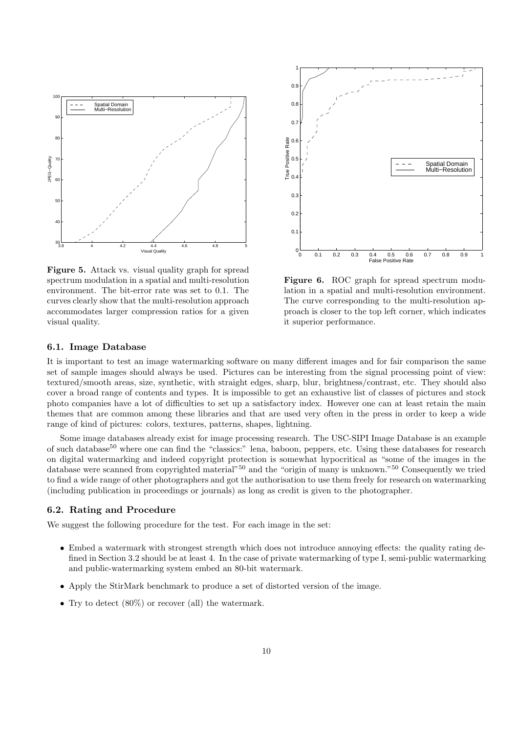Figure 5. Attack vs. visual quality graph for spread spectrum modulation in a spatial and multi-resolution environment. The bit-error rate was set to 0.1. The curves clearly show that the multi-resolution approach accommodates larger compression ratios for a given visual quality.

Figure 6. ROC graph for spread spectrum modulation in a spatial and multi-resolution environment. The curve corresponding to the multi-resolution approach is closer to the top left corner, which indicates it superior performance.

### 6.1. Image Database

It is important to test an image watermarking software on many different images and for fair comparison the same set of sample images should always be used. Pictures can be interesting from the signal processing point of view: textured/smooth areas, size, synthetic, with straight edges, sharp, blur, brightness/contrast, etc. They should also cover a broad range of contents and types. It is impossible to get an exhaustive list of classes of pictures and stock photo companies have a lot of difficulties to set up a satisfactory index. However one can at least retain the main themes that are common among these libraries and that are used very often in the press in order to keep a wide range of kind of pictures: colors, textures, patterns, shapes, lightning.

Some image databases already exist for image processing research. The USC-SIPI Image Database is an example of such database[50] where one can find the "classics:" lena, baboon, peppers, etc. Using these databases for research on digital watermarking and indeed copyright protection is somewhat hypocritical as "some of the images in the database were scanned from copyrighted material"[50] and the "origin of many is unknown."[50] Consequently we tried to find a wide range of other photographers and got the authorisation to use them freely for research on watermarking (including publication in proceedings or journals) as long as credit is given to the photographer.

### 6.2. Rating and Procedure

We suggest the following procedure for the test. For each image in the set:

- Embed a watermark with strongest strength which does not introduce annoying effects: the quality rating defined in Section 3.2 should be at least 4. In the case of private watermarking of type I, semi-public watermarking and public-watermarking system embed an 80-bit watermark.
- Apply the StirMark benchmark to produce a set of distorted version of the image.
- Try to detect (80%) or recover (all) the watermark.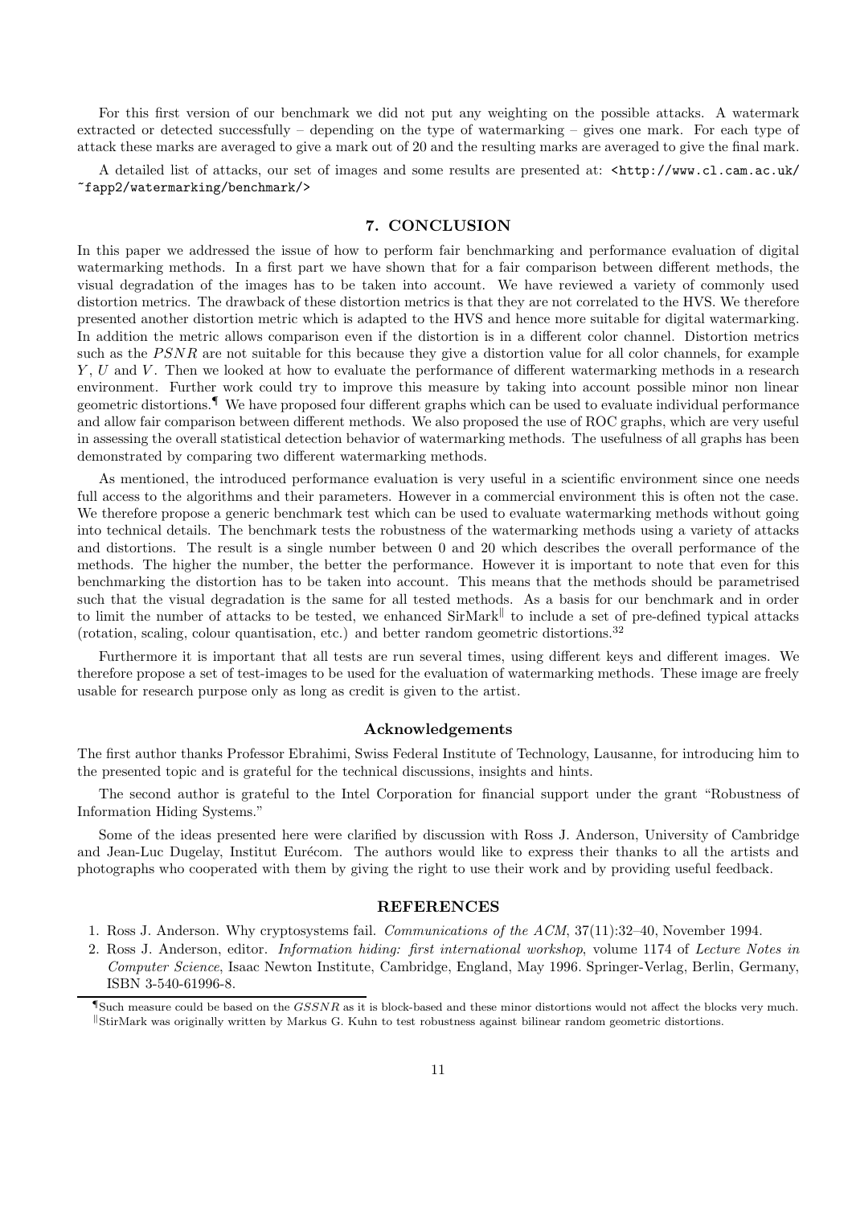For this first version of our benchmark we did not put any weighting on the possible attacks. A watermark extracted or detected successfully – depending on the type of watermarking – gives one mark. For each type of attack these marks are averaged to give a mark out of 20 and the resulting marks are averaged to give the final mark.

A detailed list of attacks, our set of images and some results are presented at: <http://www.cl.cam.ac.uk/~fapp2/watermarking/benchmark/>

## 7. CONCLUSION

In this paper we addressed the issue of how to perform fair benchmarking and performance evaluation of digital watermarking methods. In a first part we have shown that for a fair comparison between different methods, the visual degradation of the images has to be taken into account. We have reviewed a variety of commonly used distortion metrics. The drawback of these distortion metrics is that they are not correlated to the HVS. We therefore presented another distortion metric which is adapted to the HVS and hence more suitable for digital watermarking. In addition the metric allows comparison even if the distortion is in a different color channel. Distortion metrics such as the $PSNR$ are not suitable for this because they give a distortion value for all color channels, for example $Y$, $U$ and $V$. Then we looked at how to evaluate the performance of different watermarking methods in a research environment. Further work could try to improve this measure by taking into account possible minor non linear geometric distortions.[¶] We have proposed four different graphs which can be used to evaluate individual performance and allow fair comparison between different methods. We also proposed the use of ROC graphs, which are very useful in assessing the overall statistical detection behavior of watermarking methods. The usefulness of all graphs has been demonstrated by comparing two different watermarking methods.

As mentioned, the introduced performance evaluation is very useful in a scientific environment since one needs full access to the algorithms and their parameters. However in a commercial environment this is often not the case. We therefore propose a generic benchmark test which can be used to evaluate watermarking methods without going into technical details. The benchmark tests the robustness of the watermarking methods using a variety of attacks and distortions. The result is a single number between 0 and 20 which describes the overall performance of the methods. The higher the number, the better the performance. However it is important to note that even for this benchmarking the distortion has to be taken into account. This means that the methods should be parametrised such that the visual degradation is the same for all tested methods. As a basis for our benchmark and in order to limit the number of attacks to be tested, we enhanced SirMark[‖] to include a set of pre-defined typical attacks (rotation, scaling, colour quantisation, etc.) and better random geometric distortions.[32]

Furthermore it is important that all tests are run several times, using different keys and different images. We therefore propose a set of test-images to be used for the evaluation of watermarking methods. These image are freely usable for research purpose only as long as credit is given to the artist.

### Acknowledgements

The first author thanks Professor Ebrahimi, Swiss Federal Institute of Technology, Lausanne, for introducing him to the presented topic and is grateful for the technical discussions, insights and hints.

The second author is grateful to the Intel Corporation for financial support under the grant "Robustness of Information Hiding Systems."

Some of the ideas presented here were clarified by discussion with Ross J. Anderson, University of Cambridge and Jean-Luc Dugelay, Institut Eurécom. The authors would like to express their thanks to all the artists and photographs who cooperated with them by giving the right to use their work and by providing useful feedback.

## REFERENCES

1. Ross J. Anderson. Why cryptosystems fail. *Communications of the ACM*, 37(11):32–40, November 1994.
2. Ross J. Anderson, editor. *Information hiding: first international workshop*, volume 1174 of *Lecture Notes in Computer Science*, Isaac Newton Institute, Cambridge, England, May 1996. Springer-Verlag, Berlin, Germany, ISBN 3-540-61996-8.

[¶] Such measure could be based on the $GSSNR$ as it is block-based and these minor distortions would not affect the blocks very much.
[‖] StirMark was originally written by Markus G. Kuhn to test robustness against bilinear random geometric distortions.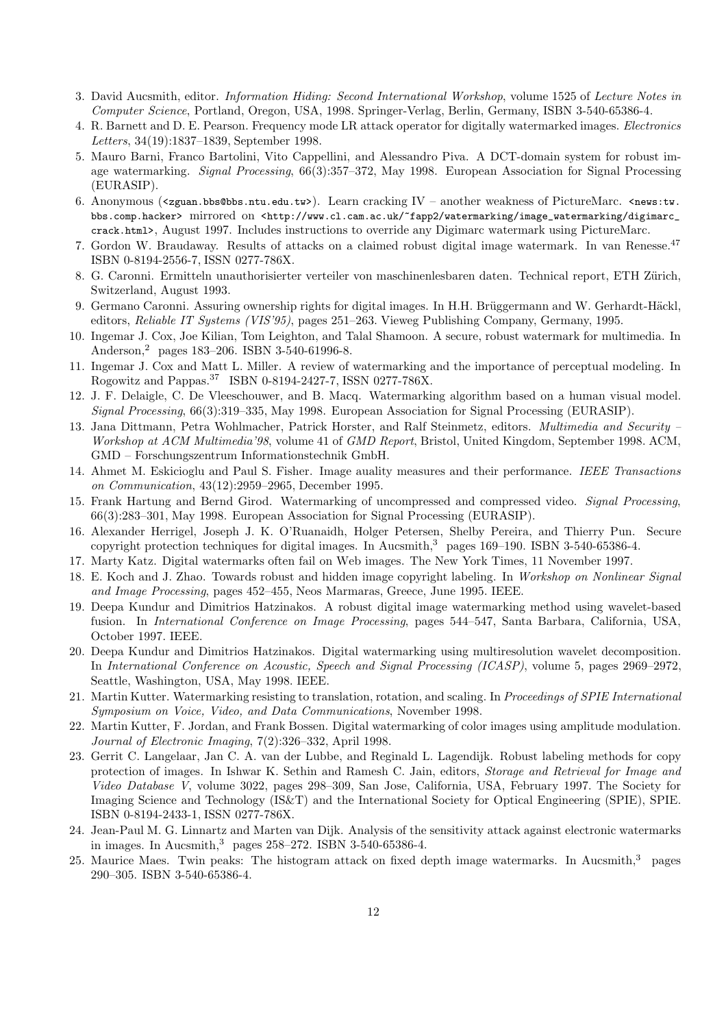3. David Aucsmith, editor. *Information Hiding: Second International Workshop*, volume 1525 of *Lecture Notes in Computer Science*, Portland, Oregon, USA, 1998. Springer-Verlag, Berlin, Germany, ISBN 3-540-65386-4.
4. R. Barnett and D. E. Pearson. Frequency mode LR attack operator for digitally watermarked images. *Electronics Letters*, 34(19):1837–1839, September 1998.
5. Mauro Barni, Franco Bartolini, Vito Cappellini, and Alessandro Piva. A DCT-domain system for robust image watermarking. *Signal Processing*, 66(3):357–372, May 1998. European Association for Signal Processing (EURASIP).
6. Anonymous (`<zguan.bbs@bbs.ntu.edu.tw>`). Learn cracking IV – another weakness of PictureMarc. `<news:tw.bbs.comp.hacker>` mirrored on `<http://www.cl.cam.ac.uk/~fapp2/watermarking/image_watermarking/digimarc_crack.html>`, August 1997. Includes instructions to override any Digimarc watermark using PictureMarc.
7. Gordon W. Braudaway. Results of attacks on a claimed robust digital image watermark. In van Renesse.[47] ISBN 0-8194-2556-7, ISSN 0277-786X.
8. G. Caronni. Ermitteln unauthorisierter verteiler von maschinenlesbaren daten. Technical report, ETH Zürich, Switzerland, August 1993.
9. Germano Caronni. Assuring ownership rights for digital images. In H.H. Brüggermann and W. Gerhardt-Häckl, editors, *Reliable IT Systems (VIS'95)*, pages 251–263. Vieweg Publishing Company, Germany, 1995.
10. Ingemar J. Cox, Joe Kilian, Tom Leighton, and Talal Shamoon. A secure, robust watermark for multimedia. In Anderson,[2] pages 183–206. ISBN 3-540-61996-8.
11. Ingemar J. Cox and Matt L. Miller. A review of watermarking and the importance of perceptual modeling. In Rogowitz and Pappas.[37] ISBN 0-8194-2427-7, ISSN 0277-786X.
12. J. F. Delaigle, C. De Vleeschouwer, and B. Macq. Watermarking algorithm based on a human visual model. *Signal Processing*, 66(3):319–335, May 1998. European Association for Signal Processing (EURASIP).
13. Jana Dittmann, Petra Wohlmacher, Patrick Horster, and Ralf Steinmetz, editors. *Multimedia and Security – Workshop at ACM Multimedia'98*, volume 41 of *GMD Report*, Bristol, United Kingdom, September 1998. ACM, GMD – Forschungszentrum Informationstechnik GmbH.
14. Ahmet M. Eskicioglu and Paul S. Fisher. Image auality measures and their performance. *IEEE Transactions on Communication*, 43(12):2959–2965, December 1995.
15. Frank Hartung and Bernd Girod. Watermarking of uncompressed and compressed video. *Signal Processing*, 66(3):283–301, May 1998. European Association for Signal Processing (EURASIP).
16. Alexander Herrigel, Joseph J. K. O'Ruanaidh, Holger Petersen, Shelby Pereira, and Thierry Pun. Secure copyright protection techniques for digital images. In Aucsmith,[3] pages 169–190. ISBN 3-540-65386-4.
17. Marty Katz. Digital watermarks often fail on Web images. The New York Times, 11 November 1997.
18. E. Koch and J. Zhao. Towards robust and hidden image copyright labeling. In *Workshop on Nonlinear Signal and Image Processing*, pages 452–455, Neos Marmaras, Greece, June 1995. IEEE.
19. Deepa Kundur and Dimitrios Hatzinakos. A robust digital image watermarking method using wavelet-based fusion. In *International Conference on Image Processing*, pages 544–547, Santa Barbara, California, USA, October 1997. IEEE.
20. Deepa Kundur and Dimitrios Hatzinakos. Digital watermarking using multiresolution wavelet decomposition. In *International Conference on Acoustic, Speech and Signal Processing (ICASP)*, volume 5, pages 2969–2972, Seattle, Washington, USA, May 1998. IEEE.
21. Martin Kutter. Watermarking resisting to translation, rotation, and scaling. In *Proceedings of SPIE International Symposium on Voice, Video, and Data Communications*, November 1998.
22. Martin Kutter, F. Jordan, and Frank Bossen. Digital watermarking of color images using amplitude modulation. *Journal of Electronic Imaging*, 7(2):326–332, April 1998.
23. Gerrit C. Langelaar, Jan C. A. van der Lubbe, and Reginald L. Lagendijk. Robust labeling methods for copy protection of images. In Ishwar K. Sethin and Ramesh C. Jain, editors, *Storage and Retrieval for Image and Video Database V*, volume 3022, pages 298–309, San Jose, California, USA, February 1997. The Society for Imaging Science and Technology (IS&T) and the International Society for Optical Engineering (SPIE), SPIE. ISBN 0-8194-2433-1, ISSN 0277-786X.
24. Jean-Paul M. G. Linnartz and Marten van Dijk. Analysis of the sensitivity attack against electronic watermarks in images. In Aucsmith,[3] pages 258–272. ISBN 3-540-65386-4.
25. Maurice Maes. Twin peaks: The histogram attack on fixed depth image watermarks. In Aucsmith,[3] pages 290–305. ISBN 3-540-65386-4.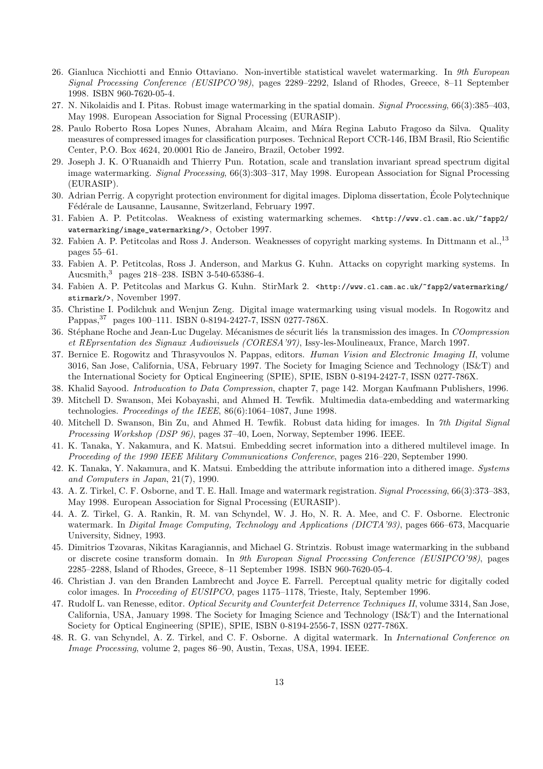26. Gianluca Nicchiotti and Ennio Ottaviano. Non-invertible statistical wavelet watermarking. In *9th European Signal Processing Conference (EUSIPCO'98)*, pages 2289–2292, Island of Rhodes, Greece, 8–11 September 1998. ISBN 960-7620-05-4.
27. N. Nikolaidis and I. Pitas. Robust image watermarking in the spatial domain. *Signal Processing*, 66(3):385–403, May 1998. European Association for Signal Processing (EURASIP).
28. Paulo Roberto Rosa Lopes Nunes, Abraham Alcaim, and Mára Regina Labuto Fragoso da Silva. Quality measures of compressed images for classification purposes. Technical Report CCR-146, IBM Brasil, Rio Scientific Center, P.O. Box 4624, 20.0001 Rio de Janeiro, Brazil, October 1992.
29. Joseph J. K. O'Ruanaidh and Thierry Pun. Rotation, scale and translation invariant spread spectrum digital image watermarking. *Signal Processing*, 66(3):303–317, May 1998. European Association for Signal Processing (EURASIP).
30. Adrian Perrig. A copyright protection environment for digital images. Diploma dissertation, École Polytechnique Fédérale de Lausanne, Lausanne, Switzerland, February 1997.
31. Fabien A. P. Petitcolas. Weakness of existing watermarking schemes. `<http://www.cl.cam.ac.uk/~fapp2/watermarking/image_watermarking/>`, October 1997.
32. Fabien A. P. Petitcolas and Ross J. Anderson. Weaknesses of copyright marking systems. In Dittmann et al.,[13] pages 55–61.
33. Fabien A. P. Petitcolas, Ross J. Anderson, and Markus G. Kuhn. Attacks on copyright marking systems. In Aucsmith,[3] pages 218–238. ISBN 3-540-65386-4.
34. Fabien A. P. Petitcolas and Markus G. Kuhn. StirMark 2. `<http://www.cl.cam.ac.uk/~fapp2/watermarking/stirmark/>`, November 1997.
35. Christine I. Podilchuk and Wenjun Zeng. Digital image watermarking using visual models. In Rogowitz and Pappas,[37] pages 100–111. ISBN 0-8194-2427-7, ISSN 0277-786X.
36. Stéphane Roche and Jean-Luc Dugelay. Mécanismes de sécurit liés la transmission des images. In *COompression et REprsentation des Signaux Audiovisuels (CORESA'97)*, Issy-les-Moulineaux, France, March 1997.
37. Bernice E. Rogowitz and Thrasyvoulos N. Pappas, editors. *Human Vision and Electronic Imaging II*, volume 3016, San Jose, California, USA, February 1997. The Society for Imaging Science and Technology (IS&T) and the International Society for Optical Engineering (SPIE), SPIE, ISBN 0-8194-2427-7, ISSN 0277-786X.
38. Khalid Sayood. *Introducation to Data Compression*, chapter 7, page 142. Morgan Kaufmann Publishers, 1996.
39. Mitchell D. Swanson, Mei Kobayashi, and Ahmed H. Tewfik. Multimedia data-embedding and watermarking technologies. *Proceedings of the IEEE*, 86(6):1064–1087, June 1998.
40. Mitchell D. Swanson, Bin Zu, and Ahmed H. Tewfik. Robust data hiding for images. In *7th Digital Signal Processing Workshop (DSP 96)*, pages 37–40, Loen, Norway, September 1996. IEEE.
41. K. Tanaka, Y. Nakamura, and K. Matsui. Embedding secret information into a dithered multilevel image. In *Proceeding of the 1990 IEEE Military Communications Conference*, pages 216–220, September 1990.
42. K. Tanaka, Y. Nakamura, and K. Matsui. Embedding the attribute information into a dithered image. *Systems and Computers in Japan*, 21(7), 1990.
43. A. Z. Tirkel, C. F. Osborne, and T. E. Hall. Image and watermark registration. *Signal Processing*, 66(3):373–383, May 1998. European Association for Signal Processing (EURASIP).
44. A. Z. Tirkel, G. A. Rankin, R. M. van Schyndel, W. J. Ho, N. R. A. Mee, and C. F. Osborne. Electronic watermark. In *Digital Image Computing, Technology and Applications (DICTA'93)*, pages 666–673, Macquarie University, Sidney, 1993.
45. Dimitrios Tzovaras, Nikitas Karagiannis, and Michael G. Strintzis. Robust image watermarking in the subband or discrete cosine transform domain. In *9th European Signal Processing Conference (EUSIPCO'98)*, pages 2285–2288, Island of Rhodes, Greece, 8–11 September 1998. ISBN 960-7620-05-4.
46. Christian J. van den Branden Lambrecht and Joyce E. Farrell. Perceptual quality metric for digitally coded color images. In *Proceeding of EUSIPCO*, pages 1175–1178, Trieste, Italy, September 1996.
47. Rudolf L. van Renesse, editor. *Optical Security and Counterfeit Deterrence Techniques II*, volume 3314, San Jose, California, USA, January 1998. The Society for Imaging Science and Technology (IS&T) and the International Society for Optical Engineering (SPIE), SPIE, ISBN 0-8194-2556-7, ISSN 0277-786X.
48. R. G. van Schyndel, A. Z. Tirkel, and C. F. Osborne. A digital watermark. In *International Conference on Image Processing*, volume 2, pages 86–90, Austin, Texas, USA, 1994. IEEE.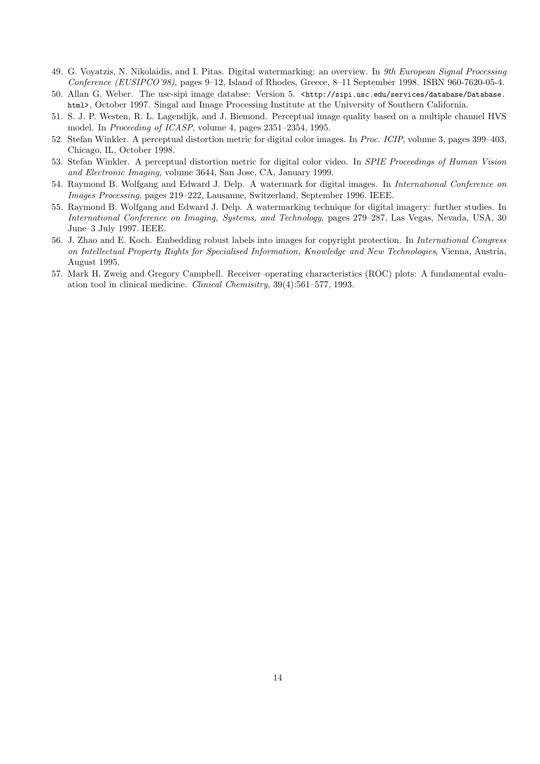49. G. Voyatzis, N. Nikolaidis, and I. Pitas. Digital watermarking: an overview. In *9th European Signal Processing Conference (EUSIPCO'98)*, pages 9–12, Island of Rhodes, Greece, 8–11 September 1998. ISBN 960-7620-05-4.
50. Allan G. Weber. The usc-sipi image databse: Version 5. `<http://sipi.usc.edu/services/database/Database.html>`, October 1997. Singal and Image Processing Institute at the University of Southern California.
51. S. J. P. Westen, R. L. Lagendijk, and J. Biemond. Perceptual image quality based on a multiple channel HVS model. In *Proceeding of ICASP*, volume 4, pages 2351–2354, 1995.
52. Stefan Winkler. A perceptual distortion metric for digital color images. In *Proc. ICIP*, volume 3, pages 399–403, Chicago, IL, October 1998.
53. Stefan Winkler. A perceptual distortion metric for digital color video. In *SPIE Proceedings of Human Vision and Electronic Imaging*, volume 3644, San Jose, CA, January 1999.
54. Raymond B. Wolfgang and Edward J. Delp. A watermark for digital images. In *International Conference on Images Processing*, pages 219–222, Lausanne, Switzerland, September 1996. IEEE.
55. Raymond B. Wolfgang and Edward J. Delp. A watermarking technique for digital imagery: further studies. In *International Conference on Imaging, Systems, and Technology*, pages 279–287, Las Vegas, Nevada, USA, 30 June–3 July 1997. IEEE.
56. J. Zhao and E. Koch. Embedding robust labels into images for copyright protection. In *International Congress on Intellectual Property Rights for Specialised Information, Knowledge and New Technologies*, Vienna, Austria, August 1995.
57. Mark H. Zweig and Gregory Campbell. Receiver–operating characteristics (ROC) plots: A fundamental evaluation tool in clinical medicine. *Clinical Chemisitry*, 39(4):561–577, 1993.